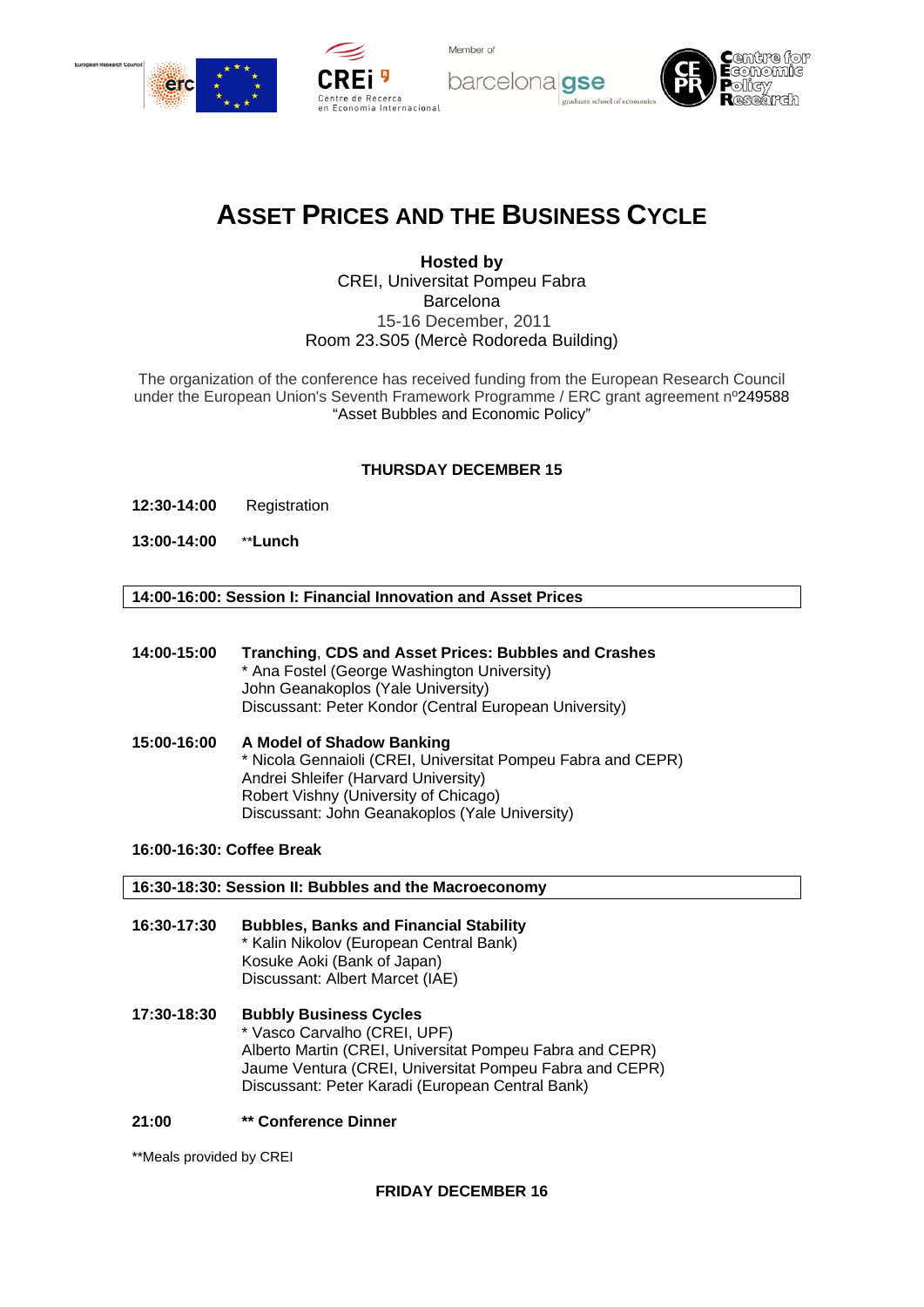European Research Council erc

CREi Centre de Recerca en Economia Internacional

Member of barcelona gse graduate school of economics

CEPR Centre for Economic Policy Research

# ASSET PRICES AND THE BUSINESS CYCLE

**Hosted by**
CREI, Universitat Pompeu Fabra
Barcelona
15-16 December, 2011
Room 23.S05 (Mercè Rodoreda Building)

The organization of the conference has received funding from the European Research Council under the European Union's Seventh Framework Programme / ERC grant agreement nº249588 "Asset Bubbles and Economic Policy"

## THURSDAY DECEMBER 15

**12:30-14:00** Registration

**13:00-14:00** **Lunch

**14:00-16:00: Session I: Financial Innovation and Asset Prices**

**14:00-15:00** **Tranching, CDS and Asset Prices: Bubbles and Crashes**
* Ana Fostel (George Washington University)
John Geanakoplos (Yale University)
Discussant: Peter Kondor (Central European University)

**15:00-16:00** **A Model of Shadow Banking**
* Nicola Gennaioli (CREI, Universitat Pompeu Fabra and CEPR)
Andrei Shleifer (Harvard University)
Robert Vishny (University of Chicago)
Discussant: John Geanakoplos (Yale University)

**16:00-16:30: Coffee Break**

**16:30-18:30: Session II: Bubbles and the Macroeconomy**

**16:30-17:30** **Bubbles, Banks and Financial Stability**
* Kalin Nikolov (European Central Bank)
Kosuke Aoki (Bank of Japan)
Discussant: Albert Marcet (IAE)

**17:30-18:30** **Bubbly Business Cycles**
* Vasco Carvalho (CREI, UPF)
Alberto Martin (CREI, Universitat Pompeu Fabra and CEPR)
Jaume Ventura (CREI, Universitat Pompeu Fabra and CEPR)
Discussant: Peter Karadi (European Central Bank)

**21:00** **** Conference Dinner**

**Meals provided by CREI

## FRIDAY DECEMBER 16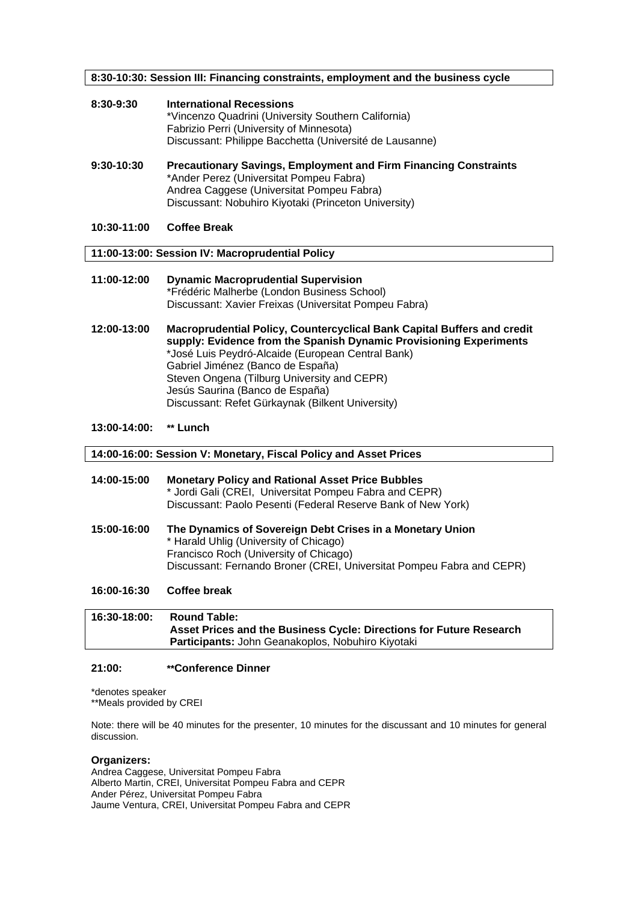**8:30-10:30: Session III: Financing constraints, employment and the business cycle**

**8:30-9:30** **International Recessions**
*Vincenzo Quadrini (University Southern California)
Fabrizio Perri (University of Minnesota)
Discussant: Philippe Bacchetta (Université de Lausanne)

**9:30-10:30** **Precautionary Savings, Employment and Firm Financing Constraints**
*Ander Perez (Universitat Pompeu Fabra)
Andrea Caggese (Universitat Pompeu Fabra)
Discussant: Nobuhiro Kiyotaki (Princeton University)

**10:30-11:00** **Coffee Break**

**11:00-13:00: Session IV: Macroprudential Policy**

**11:00-12:00** **Dynamic Macroprudential Supervision**
*Frédéric Malherbe (London Business School)
Discussant: Xavier Freixas (Universitat Pompeu Fabra)

**12:00-13:00** **Macroprudential Policy, Countercyclical Bank Capital Buffers and credit supply: Evidence from the Spanish Dynamic Provisioning Experiments**
*José Luis Peydró-Alcaide (European Central Bank)
Gabriel Jiménez (Banco de España)
Steven Ongena (Tilburg University and CEPR)
Jesús Saurina (Banco de España)
Discussant: Refet Gürkaynak (Bilkent University)

**13:00-14:00:** **** Lunch**

**14:00-16:00: Session V: Monetary, Fiscal Policy and Asset Prices**

**14:00-15:00** **Monetary Policy and Rational Asset Price Bubbles**
* Jordi Gali (CREI, Universitat Pompeu Fabra and CEPR)
Discussant: Paolo Pesenti (Federal Reserve Bank of New York)

**15:00-16:00** **The Dynamics of Sovereign Debt Crises in a Monetary Union**
* Harald Uhlig (University of Chicago)
Francisco Roch (University of Chicago)
Discussant: Fernando Broner (CREI, Universitat Pompeu Fabra and CEPR)

**16:00-16:30** **Coffee break**

**16:30-18:00:** **Round Table:**
**Asset Prices and the Business Cycle: Directions for Future Research**
**Participants:** John Geanakoplos, Nobuhiro Kiyotaki

**21:00:** ****Conference Dinner**

*denotes speaker
**Meals provided by CREI

Note: there will be 40 minutes for the presenter, 10 minutes for the discussant and 10 minutes for general discussion.

**Organizers:**
Andrea Caggese, Universitat Pompeu Fabra
Alberto Martin, CREI, Universitat Pompeu Fabra and CEPR
Ander Pérez, Universitat Pompeu Fabra
Jaume Ventura, CREI, Universitat Pompeu Fabra and CEPR